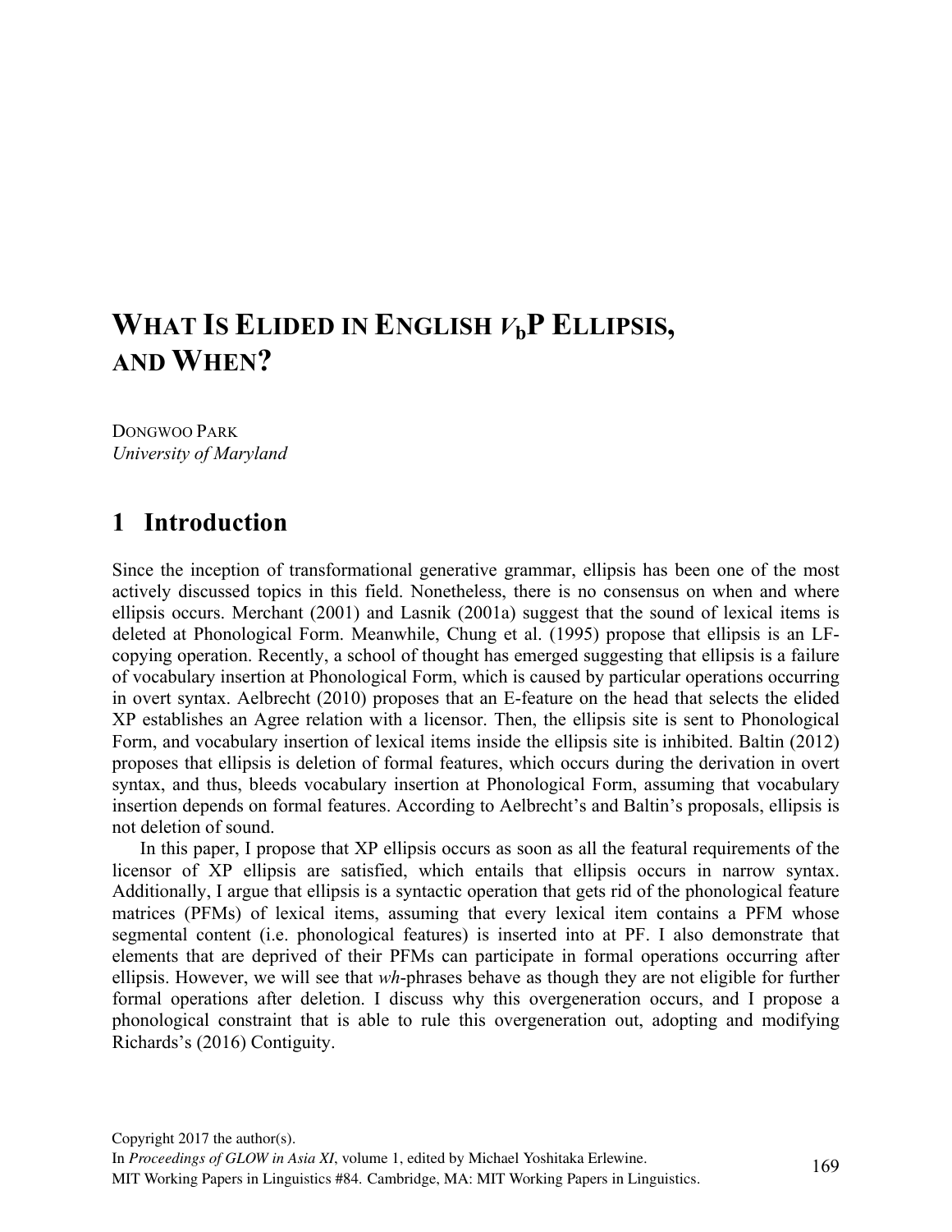# WHAT IS ELIDED IN ENGLISH $V_b$P ELLIPSIS, AND WHEN?

DONGWOO PARK
*University of Maryland*

## 1 Introduction

Since the inception of transformational generative grammar, ellipsis has been one of the most actively discussed topics in this field. Nonetheless, there is no consensus on when and where ellipsis occurs. Merchant (2001) and Lasnik (2001a) suggest that the sound of lexical items is deleted at Phonological Form. Meanwhile, Chung et al. (1995) propose that ellipsis is an LF-copying operation. Recently, a school of thought has emerged suggesting that ellipsis is a failure of vocabulary insertion at Phonological Form, which is caused by particular operations occurring in overt syntax. Aelbrecht (2010) proposes that an E-feature on the head that selects the elided XP establishes an Agree relation with a licensor. Then, the ellipsis site is sent to Phonological Form, and vocabulary insertion of lexical items inside the ellipsis site is inhibited. Baltin (2012) proposes that ellipsis is deletion of formal features, which occurs during the derivation in overt syntax, and thus, bleeds vocabulary insertion at Phonological Form, assuming that vocabulary insertion depends on formal features. According to Aelbrecht's and Baltin's proposals, ellipsis is not deletion of sound.

In this paper, I propose that XP ellipsis occurs as soon as all the featural requirements of the licensor of XP ellipsis are satisfied, which entails that ellipsis occurs in narrow syntax. Additionally, I argue that ellipsis is a syntactic operation that gets rid of the phonological feature matrices (PFMs) of lexical items, assuming that every lexical item contains a PFM whose segmental content (i.e. phonological features) is inserted into at PF. I also demonstrate that elements that are deprived of their PFMs can participate in formal operations occurring after ellipsis. However, we will see that *wh*-phrases behave as though they are not eligible for further formal operations after deletion. I discuss why this overgeneration occurs, and I propose a phonological constraint that is able to rule this overgeneration out, adopting and modifying Richards's (2016) Contiguity.

Copyright 2017 the author(s).
In *Proceedings of GLOW in Asia XI*, volume 1, edited by Michael Yoshitaka Erlewine.
MIT Working Papers in Linguistics #84. Cambridge, MA: MIT Working Papers in Linguistics.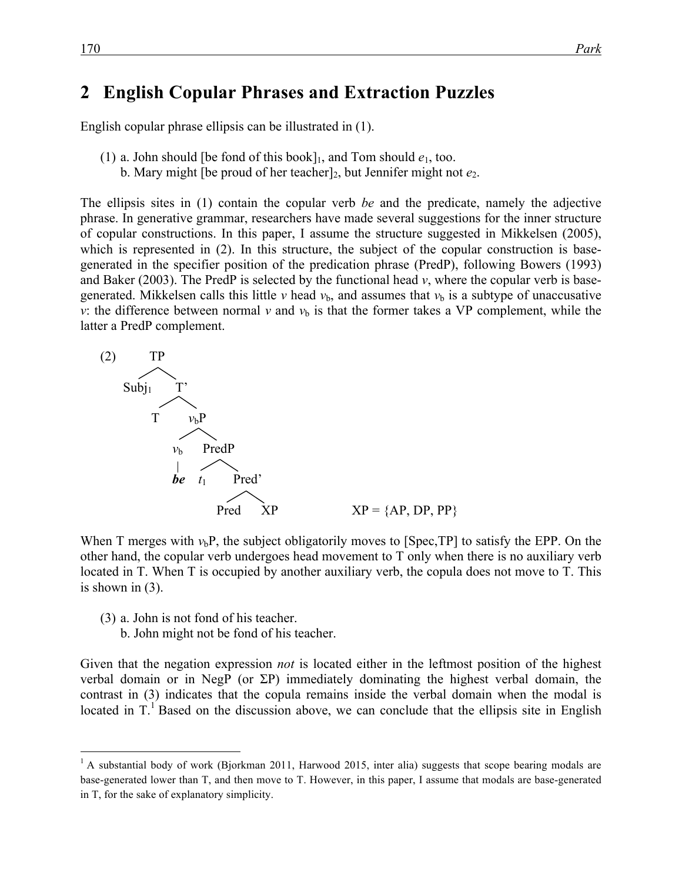## 2 English Copular Phrases and Extraction Puzzles

English copular phrase ellipsis can be illustrated in (1).

(1) a. John should [be fond of this book]$_1$, and Tom should *e*$_1$, too.
  b. Mary might [be proud of her teacher]$_2$, but Jennifer might not *e*$_2$.

The ellipsis sites in (1) contain the copular verb *be* and the predicate, namely the adjective phrase. In generative grammar, researchers have made several suggestions for the inner structure of copular constructions. In this paper, I assume the structure suggested in Mikkelsen (2005), which is represented in (2). In this structure, the subject of the copular construction is base-generated in the specifier position of the predication phrase (PredP), following Bowers (1993) and Baker (2003). The PredP is selected by the functional head *v*, where the copular verb is base-generated. Mikkelsen calls this little *v* head $v_b$, and assumes that $v_b$ is a subtype of unaccusative *v*: the difference between normal *v* and $v_b$ is that the former takes a VP complement, while the latter a PredP complement.

```
(2)        TP
          /  \
     Subj1    T'
             /  \
            T    vbP
                /   \
              vb     PredP
              |      /   \
              be   t1     Pred'
                          /   \
                       Pred    XP          XP = {AP, DP, PP}
```

When T merges with $v_b$P, the subject obligatorily moves to [Spec,TP] to satisfy the EPP. On the other hand, the copular verb undergoes head movement to T only when there is no auxiliary verb located in T. When T is occupied by another auxiliary verb, the copula does not move to T. This is shown in (3).

(3) a. John is not fond of his teacher.
  b. John might not be fond of his teacher.

Given that the negation expression *not* is located either in the leftmost position of the highest verbal domain or in NegP (or ΣP) immediately dominating the highest verbal domain, the contrast in (3) indicates that the copula remains inside the verbal domain when the modal is located in T.[1] Based on the discussion above, we can conclude that the ellipsis site in English

[1] A substantial body of work (Bjorkman 2011, Harwood 2015, inter alia) suggests that scope bearing modals are base-generated lower than T, and then move to T. However, in this paper, I assume that modals are base-generated in T, for the sake of explanatory simplicity.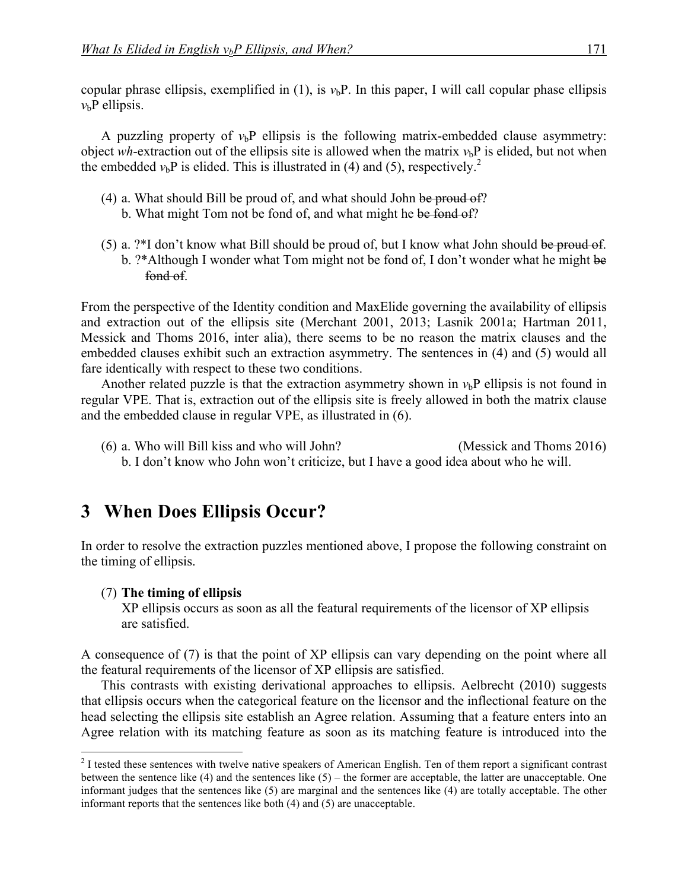copular phrase ellipsis, exemplified in (1), is $v_b$P. In this paper, I will call copular phase ellipsis $v_b$P ellipsis.

A puzzling property of $v_b$P ellipsis is the following matrix-embedded clause asymmetry: object *wh*-extraction out of the ellipsis site is allowed when the matrix $v_b$P is elided, but not when the embedded $v_b$P is elided. This is illustrated in (4) and (5), respectively.[2]

(4) a. What should Bill be proud of, and what should John ~~be proud of~~?
    b. What might Tom not be fond of, and what might he ~~be fond of~~?

(5) a. ?*I don't know what Bill should be proud of, but I know what John should ~~be proud of~~.
    b. ?*Although I wonder what Tom might not be fond of, I don't wonder what he might ~~be fond of~~.

From the perspective of the Identity condition and MaxElide governing the availability of ellipsis and extraction out of the ellipsis site (Merchant 2001, 2013; Lasnik 2001a; Hartman 2011, Messick and Thoms 2016, inter alia), there seems to be no reason the matrix clauses and the embedded clauses exhibit such an extraction asymmetry. The sentences in (4) and (5) would all fare identically with respect to these two conditions.

Another related puzzle is that the extraction asymmetry shown in $v_b$P ellipsis is not found in regular VPE. That is, extraction out of the ellipsis site is freely allowed in both the matrix clause and the embedded clause in regular VPE, as illustrated in (6).

(6) a. Who will Bill kiss and who will John? (Messick and Thoms 2016)
    b. I don't know who John won't criticize, but I have a good idea about who he will.

## 3 When Does Ellipsis Occur?

In order to resolve the extraction puzzles mentioned above, I propose the following constraint on the timing of ellipsis.

(7) **The timing of ellipsis**
    XP ellipsis occurs as soon as all the featural requirements of the licensor of XP ellipsis are satisfied.

A consequence of (7) is that the point of XP ellipsis can vary depending on the point where all the featural requirements of the licensor of XP ellipsis are satisfied.

This contrasts with existing derivational approaches to ellipsis. Aelbrecht (2010) suggests that ellipsis occurs when the categorical feature on the licensor and the inflectional feature on the head selecting the ellipsis site establish an Agree relation. Assuming that a feature enters into an Agree relation with its matching feature as soon as its matching feature is introduced into the

---

[2] I tested these sentences with twelve native speakers of American English. Ten of them report a significant contrast between the sentence like (4) and the sentences like (5) – the former are acceptable, the latter are unacceptable. One informant judges that the sentences like (5) are marginal and the sentences like (4) are totally acceptable. The other informant reports that the sentences like both (4) and (5) are unacceptable.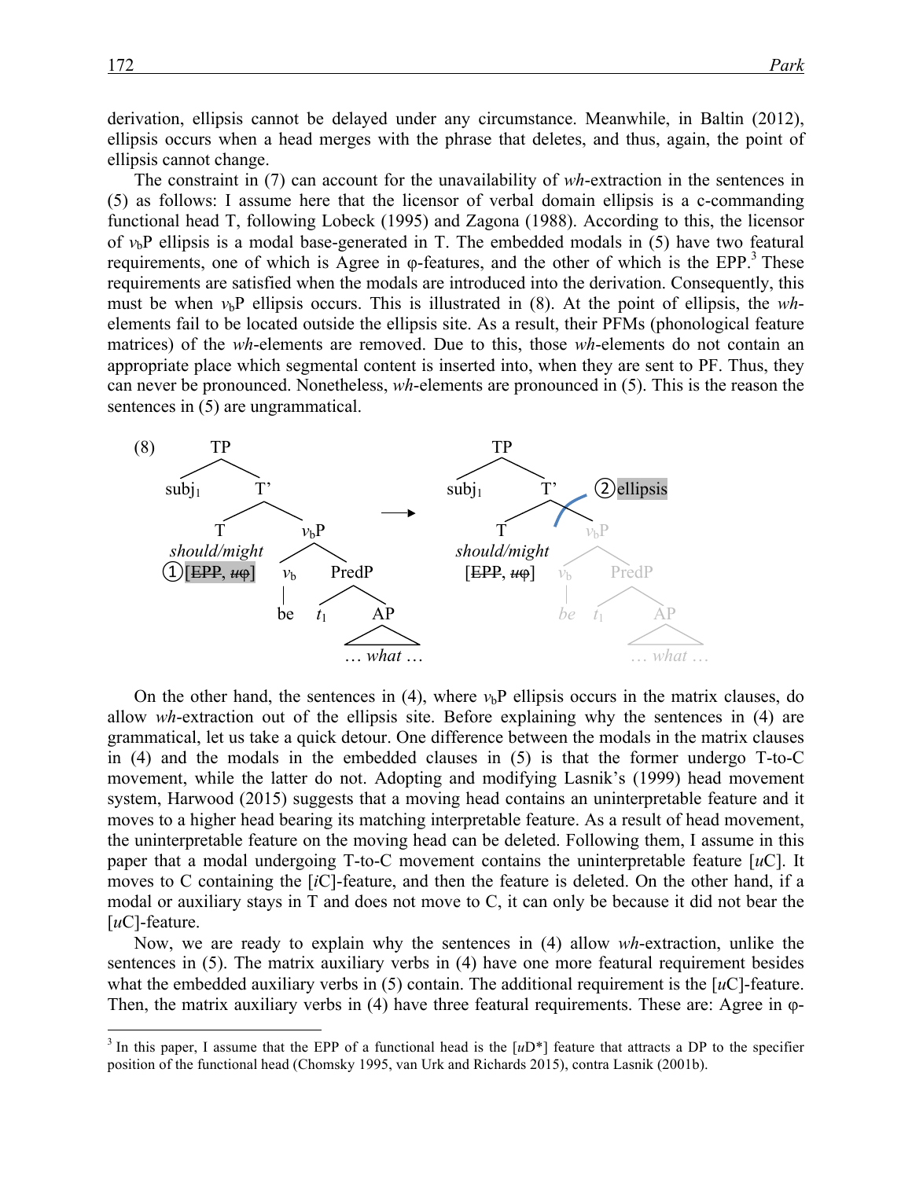derivation, ellipsis cannot be delayed under any circumstance. Meanwhile, in Baltin (2012), ellipsis occurs when a head merges with the phrase that deletes, and thus, again, the point of ellipsis cannot change.

The constraint in (7) can account for the unavailability of *wh*-extraction in the sentences in (5) as follows: I assume here that the licensor of verbal domain ellipsis is a c-commanding functional head T, following Lobeck (1995) and Zagona (1988). According to this, the licensor of $v_b$P ellipsis is a modal base-generated in T. The embedded modals in (5) have two featural requirements, one of which is Agree in φ-features, and the other of which is the EPP.[3] These requirements are satisfied when the modals are introduced into the derivation. Consequently, this must be when $v_b$P ellipsis occurs. This is illustrated in (8). At the point of ellipsis, the *wh*-elements fail to be located outside the ellipsis site. As a result, their PFMs (phonological feature matrices) of the *wh*-elements are removed. Due to this, those *wh*-elements do not contain an appropriate place which segmental content is inserted into, when they are sent to PF. Thus, they can never be pronounced. Nonetheless, *wh*-elements are pronounced in (5). This is the reason the sentences in (5) are ungrammatical.

(8) [TP subj$_1$ [T' [T *should/might* ①[~~EPP~~, ~~*u*φ~~]] [$v_b$P [$v_b$ be] [PredP $t_1$ [AP … *what* …]]]]] → [TP subj$_1$ [T' [T *should/might* [~~EPP~~, ~~*u*φ~~]] ②ellipsis [$v_b$P [$v_b$ *be*] [PredP $t_1$ [AP … *what* …]]]]]

On the other hand, the sentences in (4), where $v_b$P ellipsis occurs in the matrix clauses, do allow *wh*-extraction out of the ellipsis site. Before explaining why the sentences in (4) are grammatical, let us take a quick detour. One difference between the modals in the matrix clauses in (4) and the modals in the embedded clauses in (5) is that the former undergo T-to-C movement, while the latter do not. Adopting and modifying Lasnik's (1999) head movement system, Harwood (2015) suggests that a moving head contains an uninterpretable feature and it moves to a higher head bearing its matching interpretable feature. As a result of head movement, the uninterpretable feature on the moving head can be deleted. Following them, I assume in this paper that a modal undergoing T-to-C movement contains the uninterpretable feature [*u*C]. It moves to C containing the [*i*C]-feature, and then the feature is deleted. On the other hand, if a modal or auxiliary stays in T and does not move to C, it can only be because it did not bear the [*u*C]-feature.

Now, we are ready to explain why the sentences in (4) allow *wh*-extraction, unlike the sentences in (5). The matrix auxiliary verbs in (4) have one more featural requirement besides what the embedded auxiliary verbs in (5) contain. The additional requirement is the [*u*C]-feature. Then, the matrix auxiliary verbs in (4) have three featural requirements. These are: Agree in φ-

---

[3] In this paper, I assume that the EPP of a functional head is the [*u*D*] feature that attracts a DP to the specifier position of the functional head (Chomsky 1995, van Urk and Richards 2015), contra Lasnik (2001b).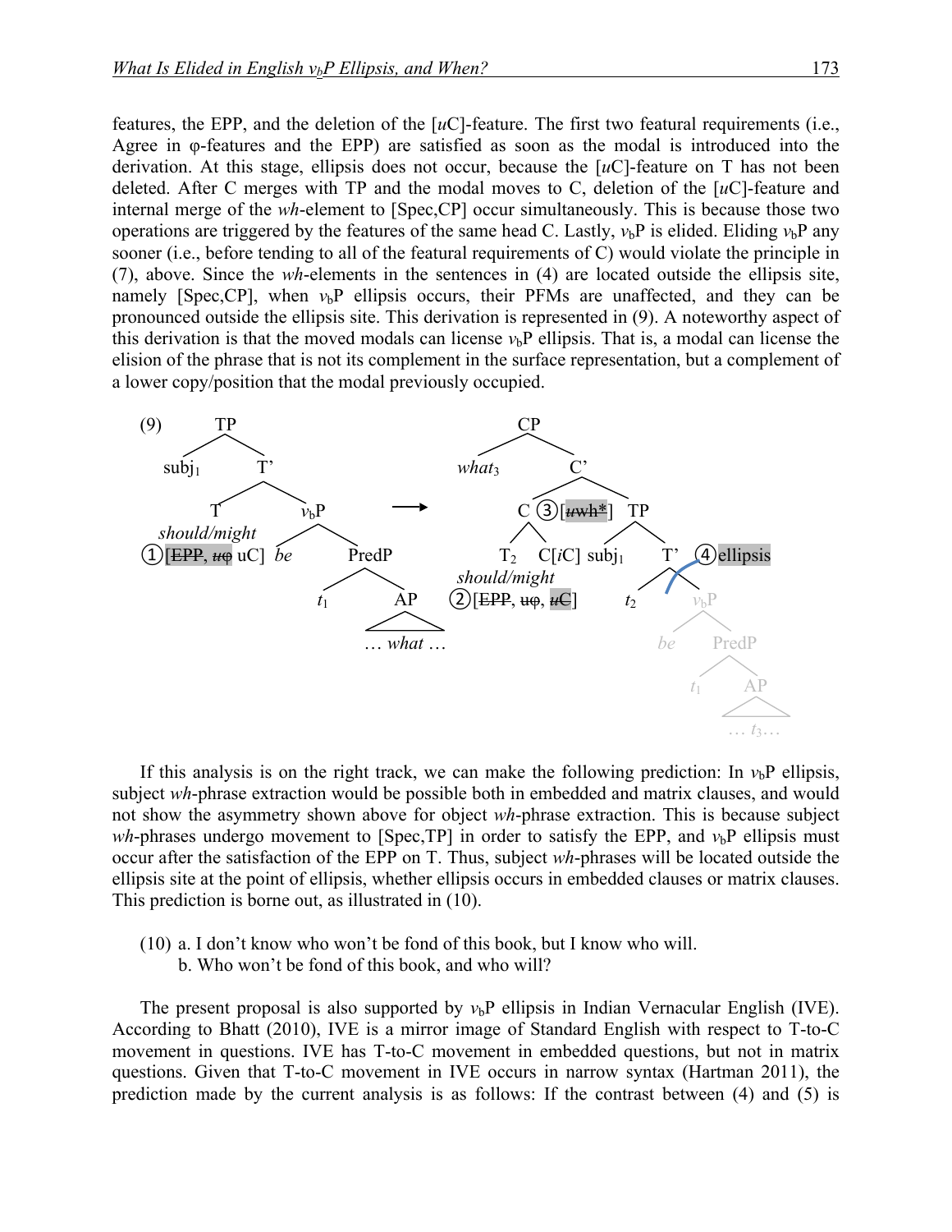features, the EPP, and the deletion of the [*u*C]-feature. The first two featural requirements (i.e., Agree in φ-features and the EPP) are satisfied as soon as the modal is introduced into the derivation. At this stage, ellipsis does not occur, because the [*u*C]-feature on T has not been deleted. After C merges with TP and the modal moves to C, deletion of the [*u*C]-feature and internal merge of the *wh*-element to [Spec,CP] occur simultaneously. This is because those two operations are triggered by the features of the same head C. Lastly, $v_b$P is elided. Eliding $v_b$P any sooner (i.e., before tending to all of the featural requirements of C) would violate the principle in (7), above. Since the *wh*-elements in the sentences in (4) are located outside the ellipsis site, namely [Spec,CP], when $v_b$P ellipsis occurs, their PFMs are unaffected, and they can be pronounced outside the ellipsis site. This derivation is represented in (9). A noteworthy aspect of this derivation is that the moved modals can license $v_b$P ellipsis. That is, a modal can license the elision of the phrase that is not its complement in the surface representation, but a complement of a lower copy/position that the modal previously occupied.

(9) [Tree diagram: Left tree: [TP subj₁ [T' [T *should/might* ① [~~EPP~~, ~~*u*φ~~ uC]] [$v_b$P *be* [PredP $t_1$ [AP … *what* …]]]]] → Right tree: [CP *what*₃ [C' [C ③[~~*u*wh*~~] [T₂ *should/might* ②[~~EPP~~, ~~uφ~~, ~~*u*C~~]] C[*i*C]] [TP subj₁ [T' $t_2$ ④ellipsis [$v_b$P *be* [PredP $t_1$ [AP … $t_3$ …]]]]]]]]

If this analysis is on the right track, we can make the following prediction: In $v_b$P ellipsis, subject *wh*-phrase extraction would be possible both in embedded and matrix clauses, and would not show the asymmetry shown above for object *wh*-phrase extraction. This is because subject *wh*-phrases undergo movement to [Spec,TP] in order to satisfy the EPP, and $v_b$P ellipsis must occur after the satisfaction of the EPP on T. Thus, subject *wh*-phrases will be located outside the ellipsis site at the point of ellipsis, whether ellipsis occurs in embedded clauses or matrix clauses. This prediction is borne out, as illustrated in (10).

(10) a. I don't know who won't be fond of this book, but I know who will.
 b. Who won't be fond of this book, and who will?

The present proposal is also supported by $v_b$P ellipsis in Indian Vernacular English (IVE). According to Bhatt (2010), IVE is a mirror image of Standard English with respect to T-to-C movement in questions. IVE has T-to-C movement in embedded questions, but not in matrix questions. Given that T-to-C movement in IVE occurs in narrow syntax (Hartman 2011), the prediction made by the current analysis is as follows: If the contrast between (4) and (5) is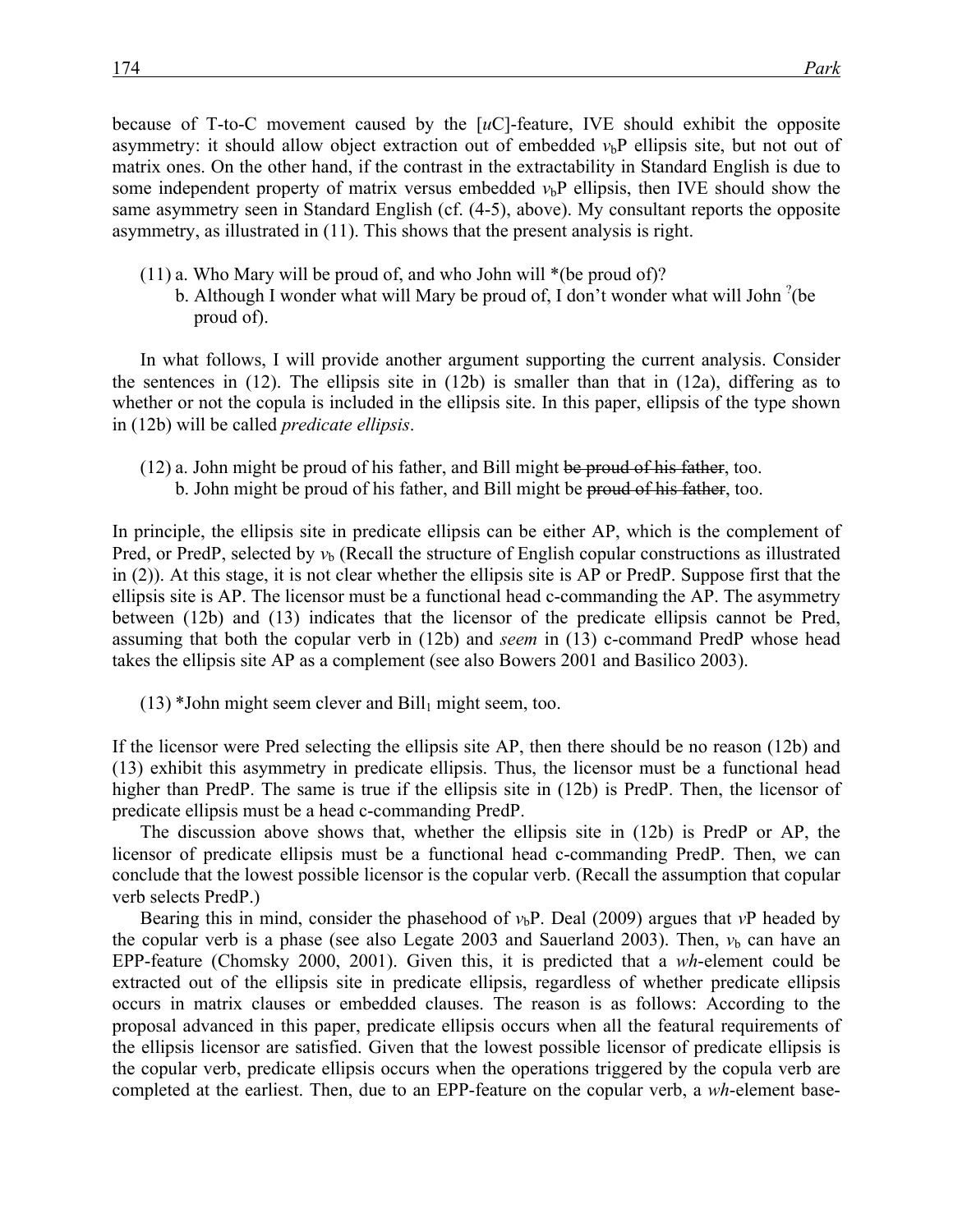because of T-to-C movement caused by the [*u*C]-feature, IVE should exhibit the opposite asymmetry: it should allow object extraction out of embedded $v_b$P ellipsis site, but not out of matrix ones. On the other hand, if the contrast in the extractability in Standard English is due to some independent property of matrix versus embedded $v_b$P ellipsis, then IVE should show the same asymmetry seen in Standard English (cf. (4-5), above). My consultant reports the opposite asymmetry, as illustrated in (11). This shows that the present analysis is right.

(11) a. Who Mary will be proud of, and who John will *(be proud of)?
  b. Although I wonder what will Mary be proud of, I don't wonder what will John $^{?}$(be proud of).

In what follows, I will provide another argument supporting the current analysis. Consider the sentences in (12). The ellipsis site in (12b) is smaller than that in (12a), differing as to whether or not the copula is included in the ellipsis site. In this paper, ellipsis of the type shown in (12b) will be called *predicate ellipsis*.

(12) a. John might be proud of his father, and Bill might ~~be proud of his father~~, too.
  b. John might be proud of his father, and Bill might be ~~proud of his father~~, too.

In principle, the ellipsis site in predicate ellipsis can be either AP, which is the complement of Pred, or PredP, selected by $v_b$ (Recall the structure of English copular constructions as illustrated in (2)). At this stage, it is not clear whether the ellipsis site is AP or PredP. Suppose first that the ellipsis site is AP. The licensor must be a functional head c-commanding the AP. The asymmetry between (12b) and (13) indicates that the licensor of the predicate ellipsis cannot be Pred, assuming that both the copular verb in (12b) and *seem* in (13) c-command PredP whose head takes the ellipsis site AP as a complement (see also Bowers 2001 and Basilico 2003).

(13) *John might seem clever and Bill$_1$ might seem, too.

If the licensor were Pred selecting the ellipsis site AP, then there should be no reason (12b) and (13) exhibit this asymmetry in predicate ellipsis. Thus, the licensor must be a functional head higher than PredP. The same is true if the ellipsis site in (12b) is PredP. Then, the licensor of predicate ellipsis must be a head c-commanding PredP.

The discussion above shows that, whether the ellipsis site in (12b) is PredP or AP, the licensor of predicate ellipsis must be a functional head c-commanding PredP. Then, we can conclude that the lowest possible licensor is the copular verb. (Recall the assumption that copular verb selects PredP.)

Bearing this in mind, consider the phasehood of $v_b$P. Deal (2009) argues that *v*P headed by the copular verb is a phase (see also Legate 2003 and Sauerland 2003). Then, $v_b$ can have an EPP-feature (Chomsky 2000, 2001). Given this, it is predicted that a *wh*-element could be extracted out of the ellipsis site in predicate ellipsis, regardless of whether predicate ellipsis occurs in matrix clauses or embedded clauses. The reason is as follows: According to the proposal advanced in this paper, predicate ellipsis occurs when all the featural requirements of the ellipsis licensor are satisfied. Given that the lowest possible licensor of predicate ellipsis is the copular verb, predicate ellipsis occurs when the operations triggered by the copula verb are completed at the earliest. Then, due to an EPP-feature on the copular verb, a *wh*-element base-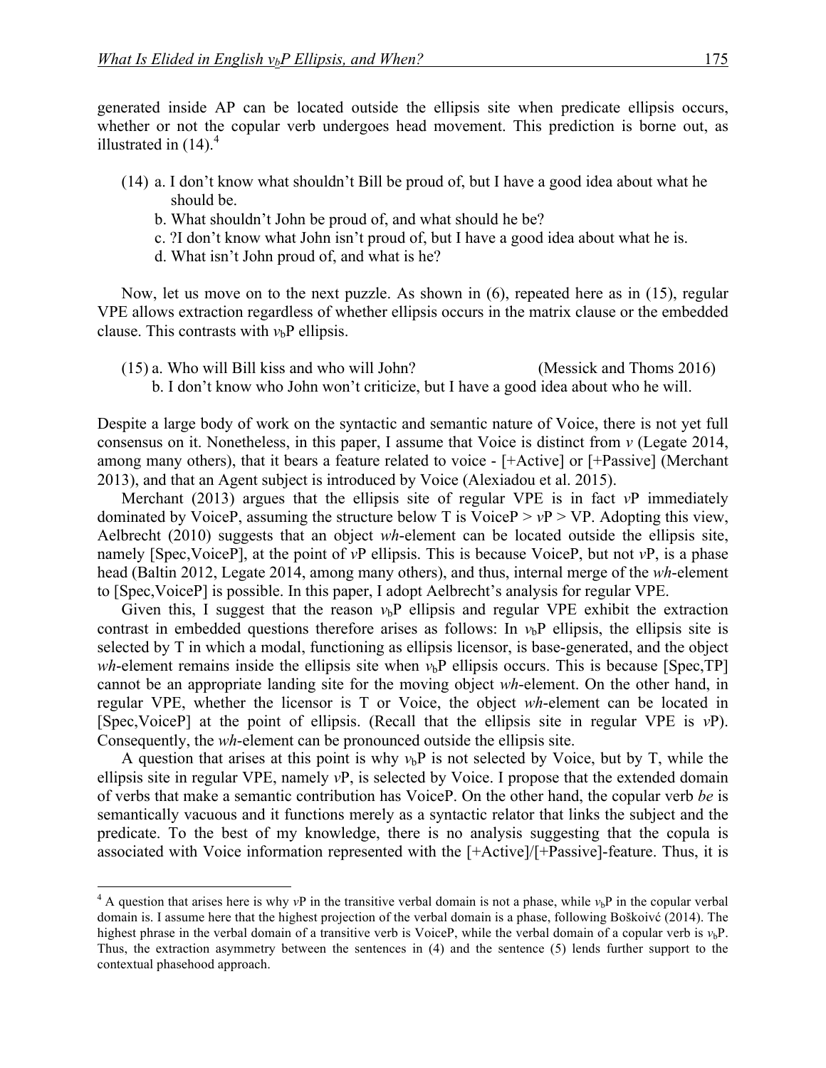generated inside AP can be located outside the ellipsis site when predicate ellipsis occurs, whether or not the copular verb undergoes head movement. This prediction is borne out, as illustrated in (14).[4]

(14) a. I don't know what shouldn't Bill be proud of, but I have a good idea about what he should be.
   b. What shouldn't John be proud of, and what should he be?
   c. ?I don't know what John isn't proud of, but I have a good idea about what he is.
   d. What isn't John proud of, and what is he?

Now, let us move on to the next puzzle. As shown in (6), repeated here as in (15), regular VPE allows extraction regardless of whether ellipsis occurs in the matrix clause or the embedded clause. This contrasts with $v_b$P ellipsis.

(15) a. Who will Bill kiss and who will John? (Messick and Thoms 2016)
   b. I don't know who John won't criticize, but I have a good idea about who he will.

Despite a large body of work on the syntactic and semantic nature of Voice, there is not yet full consensus on it. Nonetheless, in this paper, I assume that Voice is distinct from *v* (Legate 2014, among many others), that it bears a feature related to voice - [+Active] or [+Passive] (Merchant 2013), and that an Agent subject is introduced by Voice (Alexiadou et al. 2015).

Merchant (2013) argues that the ellipsis site of regular VPE is in fact *v*P immediately dominated by VoiceP, assuming the structure below T is VoiceP > *v*P > VP. Adopting this view, Aelbrecht (2010) suggests that an object *wh*-element can be located outside the ellipsis site, namely [Spec,VoiceP], at the point of *v*P ellipsis. This is because VoiceP, but not *v*P, is a phase head (Baltin 2012, Legate 2014, among many others), and thus, internal merge of the *wh*-element to [Spec,VoiceP] is possible. In this paper, I adopt Aelbrecht's analysis for regular VPE.

Given this, I suggest that the reason $v_b$P ellipsis and regular VPE exhibit the extraction contrast in embedded questions therefore arises as follows: In $v_b$P ellipsis, the ellipsis site is selected by T in which a modal, functioning as ellipsis licensor, is base-generated, and the object *wh*-element remains inside the ellipsis site when $v_b$P ellipsis occurs. This is because [Spec,TP] cannot be an appropriate landing site for the moving object *wh*-element. On the other hand, in regular VPE, whether the licensor is T or Voice, the object *wh*-element can be located in [Spec,VoiceP] at the point of ellipsis. (Recall that the ellipsis site in regular VPE is *v*P). Consequently, the *wh*-element can be pronounced outside the ellipsis site.

A question that arises at this point is why $v_b$P is not selected by Voice, but by T, while the ellipsis site in regular VPE, namely *v*P, is selected by Voice. I propose that the extended domain of verbs that make a semantic contribution has VoiceP. On the other hand, the copular verb *be* is semantically vacuous and it functions merely as a syntactic relator that links the subject and the predicate. To the best of my knowledge, there is no analysis suggesting that the copula is associated with Voice information represented with the [+Active]/[+Passive]-feature. Thus, it is

[4] A question that arises here is why *v*P in the transitive verbal domain is not a phase, while $v_b$P in the copular verbal domain is. I assume here that the highest projection of the verbal domain is a phase, following Boškoivć (2014). The highest phrase in the verbal domain of a transitive verb is VoiceP, while the verbal domain of a copular verb is $v_b$P. Thus, the extraction asymmetry between the sentences in (4) and the sentence (5) lends further support to the contextual phasehood approach.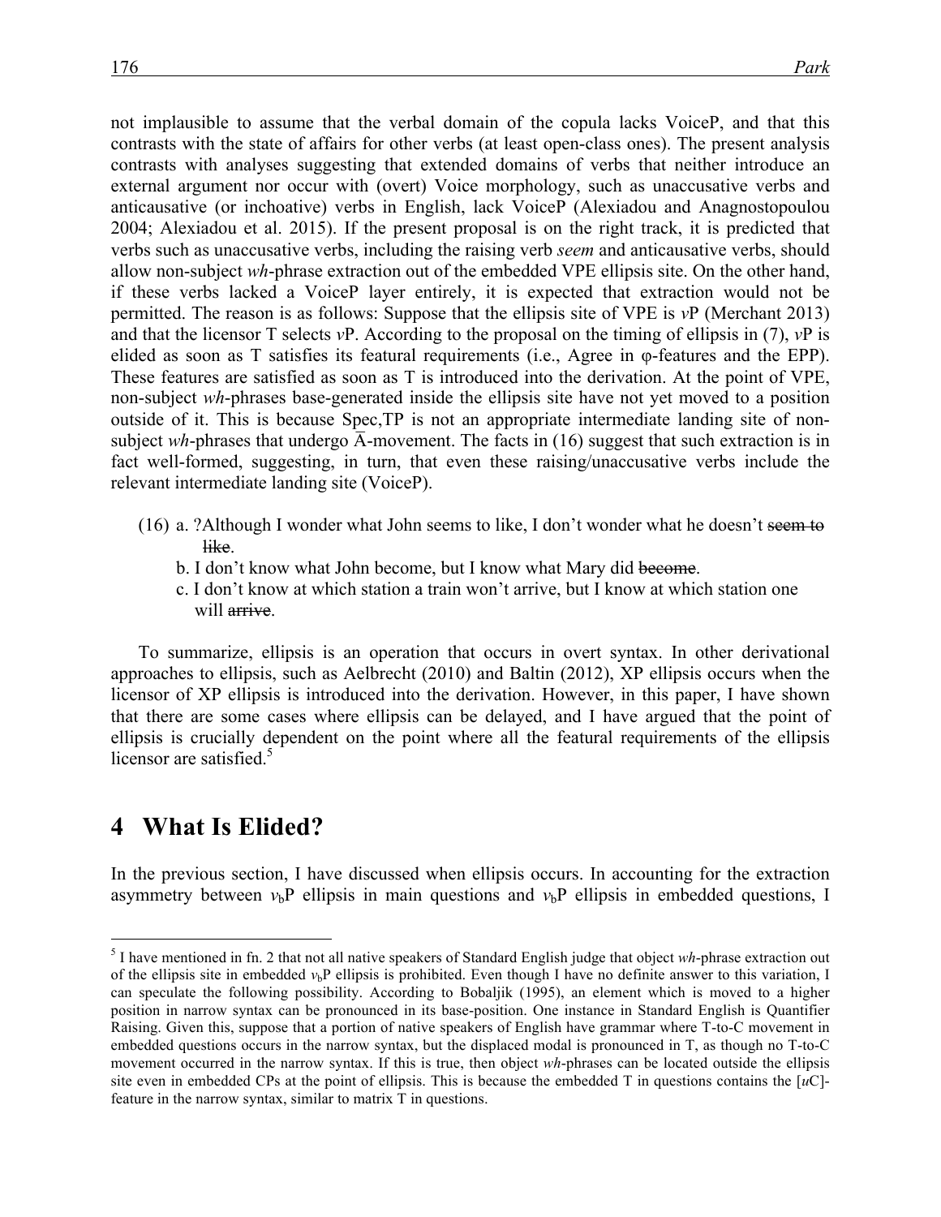not implausible to assume that the verbal domain of the copula lacks VoiceP, and that this contrasts with the state of affairs for other verbs (at least open-class ones). The present analysis contrasts with analyses suggesting that extended domains of verbs that neither introduce an external argument nor occur with (overt) Voice morphology, such as unaccusative verbs and anticausative (or inchoative) verbs in English, lack VoiceP (Alexiadou and Anagnostopoulou 2004; Alexiadou et al. 2015). If the present proposal is on the right track, it is predicted that verbs such as unaccusative verbs, including the raising verb *seem* and anticausative verbs, should allow non-subject *wh*-phrase extraction out of the embedded VPE ellipsis site. On the other hand, if these verbs lacked a VoiceP layer entirely, it is expected that extraction would not be permitted. The reason is as follows: Suppose that the ellipsis site of VPE is *v*P (Merchant 2013) and that the licensor T selects *v*P. According to the proposal on the timing of ellipsis in (7), *v*P is elided as soon as T satisfies its featural requirements (i.e., Agree in φ-features and the EPP). These features are satisfied as soon as T is introduced into the derivation. At the point of VPE, non-subject *wh*-phrases base-generated inside the ellipsis site have not yet moved to a position outside of it. This is because Spec,TP is not an appropriate intermediate landing site of non-subject *wh*-phrases that undergo $\bar{\text{A}}$-movement. The facts in (16) suggest that such extraction is in fact well-formed, suggesting, in turn, that even these raising/unaccusative verbs include the relevant intermediate landing site (VoiceP).

(16) a. ?Although I wonder what John seems to like, I don't wonder what he doesn't ~~seem to like~~.
b. I don't know what John become, but I know what Mary did ~~become~~.
c. I don't know at which station a train won't arrive, but I know at which station one will ~~arrive~~.

To summarize, ellipsis is an operation that occurs in overt syntax. In other derivational approaches to ellipsis, such as Aelbrecht (2010) and Baltin (2012), XP ellipsis occurs when the licensor of XP ellipsis is introduced into the derivation. However, in this paper, I have shown that there are some cases where ellipsis can be delayed, and I have argued that the point of ellipsis is crucially dependent on the point where all the featural requirements of the ellipsis licensor are satisfied.[5]

# 4 What Is Elided?

In the previous section, I have discussed when ellipsis occurs. In accounting for the extraction asymmetry between $v_b$P ellipsis in main questions and $v_b$P ellipsis in embedded questions, I

[5] I have mentioned in fn. 2 that not all native speakers of Standard English judge that object *wh*-phrase extraction out of the ellipsis site in embedded $v_b$P ellipsis is prohibited. Even though I have no definite answer to this variation, I can speculate the following possibility. According to Bobaljik (1995), an element which is moved to a higher position in narrow syntax can be pronounced in its base-position. One instance in Standard English is Quantifier Raising. Given this, suppose that a portion of native speakers of English have grammar where T-to-C movement in embedded questions occurs in the narrow syntax, but the displaced modal is pronounced in T, as though no T-to-C movement occurred in the narrow syntax. If this is true, then object *wh*-phrases can be located outside the ellipsis site even in embedded CPs at the point of ellipsis. This is because the embedded T in questions contains the [*u*C]-feature in the narrow syntax, similar to matrix T in questions.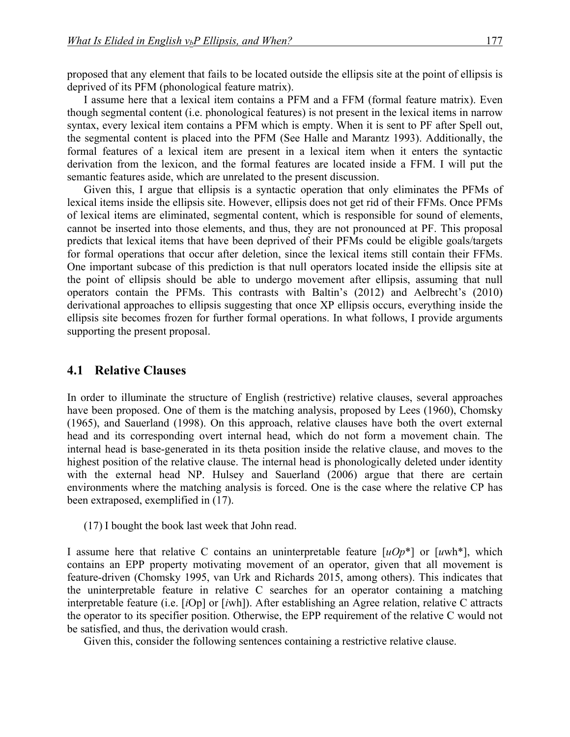proposed that any element that fails to be located outside the ellipsis site at the point of ellipsis is deprived of its PFM (phonological feature matrix).

I assume here that a lexical item contains a PFM and a FFM (formal feature matrix). Even though segmental content (i.e. phonological features) is not present in the lexical items in narrow syntax, every lexical item contains a PFM which is empty. When it is sent to PF after Spell out, the segmental content is placed into the PFM (See Halle and Marantz 1993). Additionally, the formal features of a lexical item are present in a lexical item when it enters the syntactic derivation from the lexicon, and the formal features are located inside a FFM. I will put the semantic features aside, which are unrelated to the present discussion.

Given this, I argue that ellipsis is a syntactic operation that only eliminates the PFMs of lexical items inside the ellipsis site. However, ellipsis does not get rid of their FFMs. Once PFMs of lexical items are eliminated, segmental content, which is responsible for sound of elements, cannot be inserted into those elements, and thus, they are not pronounced at PF. This proposal predicts that lexical items that have been deprived of their PFMs could be eligible goals/targets for formal operations that occur after deletion, since the lexical items still contain their FFMs. One important subcase of this prediction is that null operators located inside the ellipsis site at the point of ellipsis should be able to undergo movement after ellipsis, assuming that null operators contain the PFMs. This contrasts with Baltin's (2012) and Aelbrecht's (2010) derivational approaches to ellipsis suggesting that once XP ellipsis occurs, everything inside the ellipsis site becomes frozen for further formal operations. In what follows, I provide arguments supporting the present proposal.

## 4.1 Relative Clauses

In order to illuminate the structure of English (restrictive) relative clauses, several approaches have been proposed. One of them is the matching analysis, proposed by Lees (1960), Chomsky (1965), and Sauerland (1998). On this approach, relative clauses have both the overt external head and its corresponding overt internal head, which do not form a movement chain. The internal head is base-generated in its theta position inside the relative clause, and moves to the highest position of the relative clause. The internal head is phonologically deleted under identity with the external head NP. Hulsey and Sauerland (2006) argue that there are certain environments where the matching analysis is forced. One is the case where the relative CP has been extraposed, exemplified in (17).

(17) I bought the book last week that John read.

I assume here that relative C contains an uninterpretable feature [*uOp*\*] or [*u*wh\*], which contains an EPP property motivating movement of an operator, given that all movement is feature-driven (Chomsky 1995, van Urk and Richards 2015, among others). This indicates that the uninterpretable feature in relative C searches for an operator containing a matching interpretable feature (i.e. [*i*Op] or [*i*wh]). After establishing an Agree relation, relative C attracts the operator to its specifier position. Otherwise, the EPP requirement of the relative C would not be satisfied, and thus, the derivation would crash.

Given this, consider the following sentences containing a restrictive relative clause.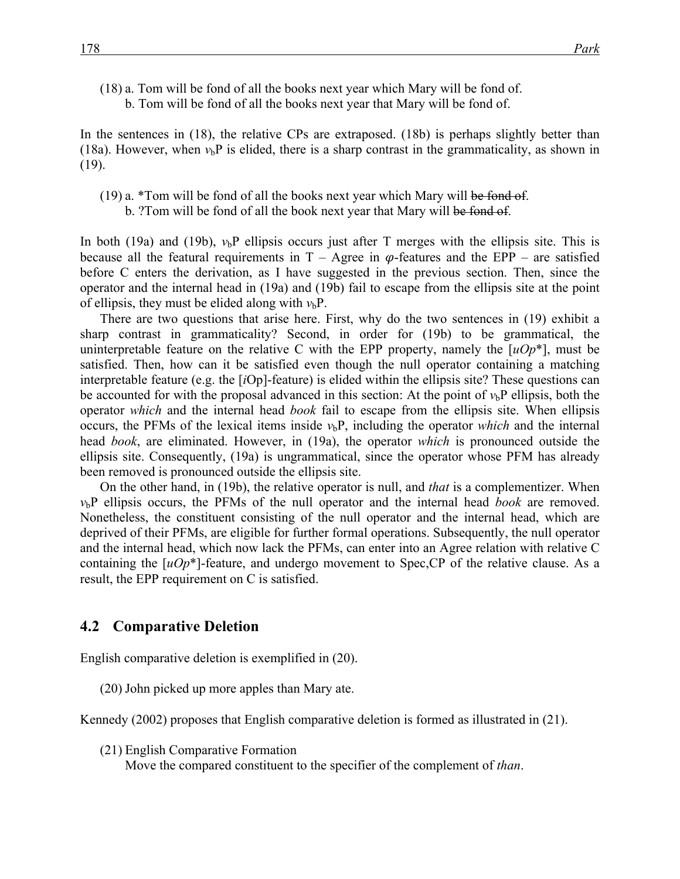(18) a. Tom will be fond of all the books next year which Mary will be fond of.
   b. Tom will be fond of all the books next year that Mary will be fond of.

In the sentences in (18), the relative CPs are extraposed. (18b) is perhaps slightly better than (18a). However, when $v_b$P is elided, there is a sharp contrast in the grammaticality, as shown in (19).

(19) a. *Tom will be fond of all the books next year which Mary will ~~be fond of~~.
   b. ?Tom will be fond of all the book next year that Mary will ~~be fond of~~.

In both (19a) and (19b), $v_b$P ellipsis occurs just after T merges with the ellipsis site. This is because all the featural requirements in T – Agree in $\varphi$-features and the EPP – are satisfied before C enters the derivation, as I have suggested in the previous section. Then, since the operator and the internal head in (19a) and (19b) fail to escape from the ellipsis site at the point of ellipsis, they must be elided along with $v_b$P.

There are two questions that arise here. First, why do the two sentences in (19) exhibit a sharp contrast in grammaticality? Second, in order for (19b) to be grammatical, the uninterpretable feature on the relative C with the EPP property, namely the [*uOp*\*], must be satisfied. Then, how can it be satisfied even though the null operator containing a matching interpretable feature (e.g. the [*i*Op]-feature) is elided within the ellipsis site? These questions can be accounted for with the proposal advanced in this section: At the point of $v_b$P ellipsis, both the operator *which* and the internal head *book* fail to escape from the ellipsis site. When ellipsis occurs, the PFMs of the lexical items inside $v_b$P, including the operator *which* and the internal head *book*, are eliminated. However, in (19a), the operator *which* is pronounced outside the ellipsis site. Consequently, (19a) is ungrammatical, since the operator whose PFM has already been removed is pronounced outside the ellipsis site.

On the other hand, in (19b), the relative operator is null, and *that* is a complementizer. When $v_b$P ellipsis occurs, the PFMs of the null operator and the internal head *book* are removed. Nonetheless, the constituent consisting of the null operator and the internal head, which are deprived of their PFMs, are eligible for further formal operations. Subsequently, the null operator and the internal head, which now lack the PFMs, can enter into an Agree relation with relative C containing the [*uOp*\*]-feature, and undergo movement to Spec,CP of the relative clause. As a result, the EPP requirement on C is satisfied.

## 4.2 Comparative Deletion

English comparative deletion is exemplified in (20).

(20) John picked up more apples than Mary ate.

Kennedy (2002) proposes that English comparative deletion is formed as illustrated in (21).

(21) English Comparative Formation
   Move the compared constituent to the specifier of the complement of *than*.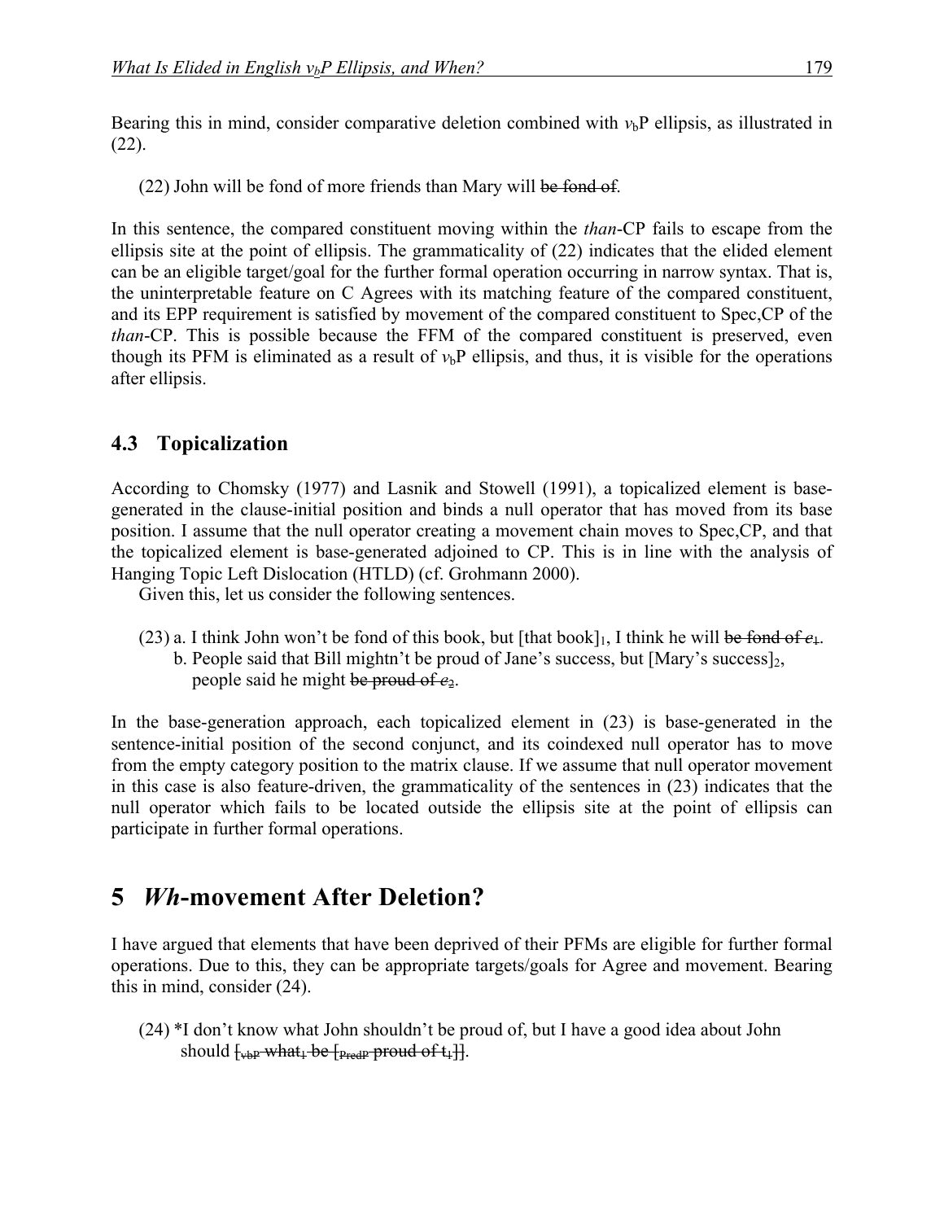Bearing this in mind, consider comparative deletion combined with $v_b$P ellipsis, as illustrated in (22).

(22) John will be fond of more friends than Mary will ~~be fond of~~.

In this sentence, the compared constituent moving within the *than*-CP fails to escape from the ellipsis site at the point of ellipsis. The grammaticality of (22) indicates that the elided element can be an eligible target/goal for the further formal operation occurring in narrow syntax. That is, the uninterpretable feature on C Agrees with its matching feature of the compared constituent, and its EPP requirement is satisfied by movement of the compared constituent to Spec,CP of the *than*-CP. This is possible because the FFM of the compared constituent is preserved, even though its PFM is eliminated as a result of $v_b$P ellipsis, and thus, it is visible for the operations after ellipsis.

### 4.3 Topicalization

According to Chomsky (1977) and Lasnik and Stowell (1991), a topicalized element is base-generated in the clause-initial position and binds a null operator that has moved from its base position. I assume that the null operator creating a movement chain moves to Spec,CP, and that the topicalized element is base-generated adjoined to CP. This is in line with the analysis of Hanging Topic Left Dislocation (HTLD) (cf. Grohmann 2000).

Given this, let us consider the following sentences.

(23) a. I think John won't be fond of this book, but [that book]$_1$, I think he will ~~be fond of~~ ~~*e*~~$_1$.
b. People said that Bill mightn't be proud of Jane's success, but [Mary's success]$_2$, people said he might ~~be proud of~~ ~~*e*~~$_2$.

In the base-generation approach, each topicalized element in (23) is base-generated in the sentence-initial position of the second conjunct, and its coindexed null operator has to move from the empty category position to the matrix clause. If we assume that null operator movement in this case is also feature-driven, the grammaticality of the sentences in (23) indicates that the null operator which fails to be located outside the ellipsis site at the point of ellipsis can participate in further formal operations.

## 5 *Wh*-movement After Deletion?

I have argued that elements that have been deprived of their PFMs are eligible for further formal operations. Due to this, they can be appropriate targets/goals for Agree and movement. Bearing this in mind, consider (24).

(24) *I don't know what John shouldn't be proud of, but I have a good idea about John should ~~[$_{vbP}$ what$_1$ be [$_{PredP}$ proud of t$_1$]]~~.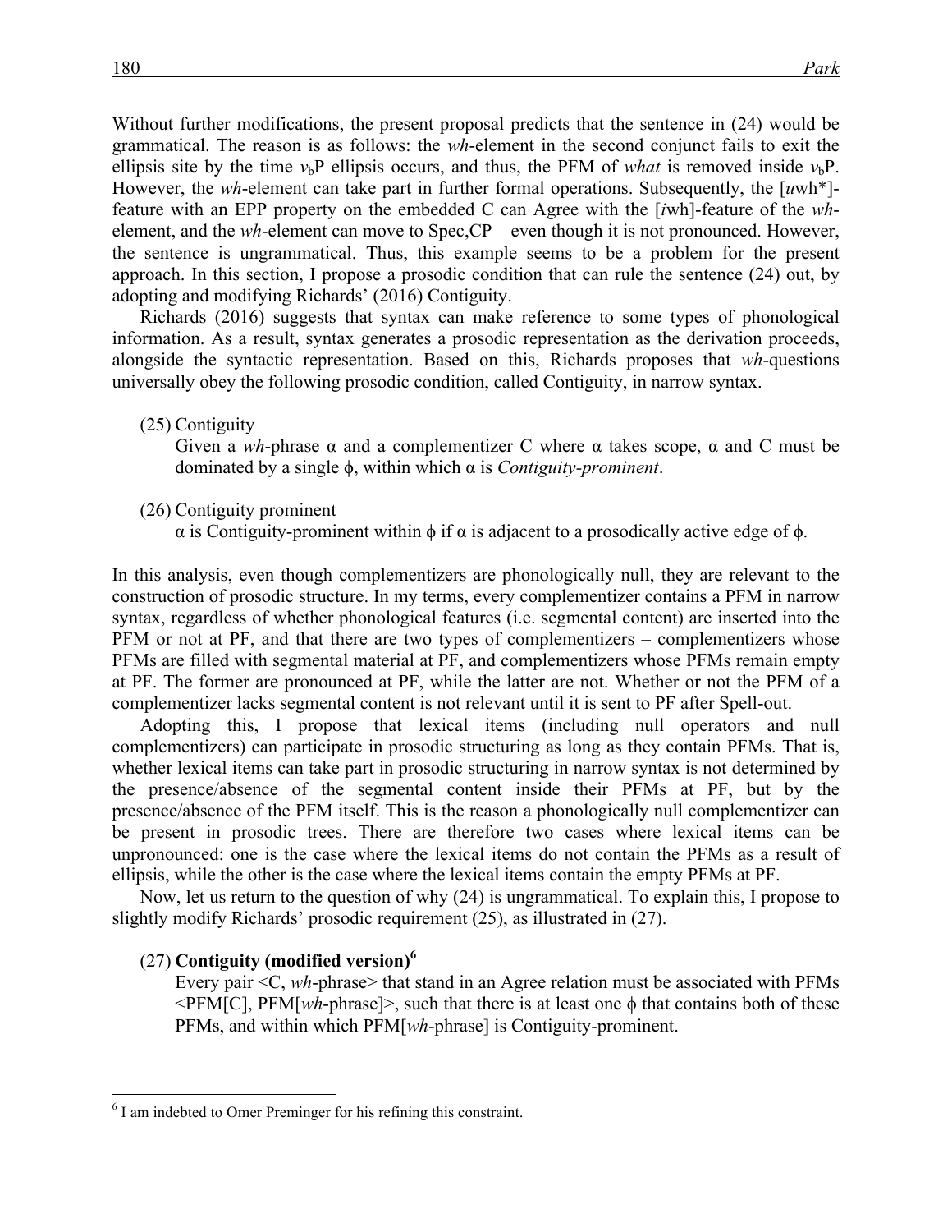Without further modifications, the present proposal predicts that the sentence in (24) would be grammatical. The reason is as follows: the *wh*-element in the second conjunct fails to exit the ellipsis site by the time $v_b$P ellipsis occurs, and thus, the PFM of *what* is removed inside $v_b$P. However, the *wh*-element can take part in further formal operations. Subsequently, the [*u*wh*]-feature with an EPP property on the embedded C can Agree with the [*i*wh]-feature of the *wh*-element, and the *wh*-element can move to Spec,CP – even though it is not pronounced. However, the sentence is ungrammatical. Thus, this example seems to be a problem for the present approach. In this section, I propose a prosodic condition that can rule the sentence (24) out, by adopting and modifying Richards' (2016) Contiguity.

Richards (2016) suggests that syntax can make reference to some types of phonological information. As a result, syntax generates a prosodic representation as the derivation proceeds, alongside the syntactic representation. Based on this, Richards proposes that *wh*-questions universally obey the following prosodic condition, called Contiguity, in narrow syntax.

(25) Contiguity
Given a *wh*-phrase α and a complementizer C where α takes scope, α and C must be dominated by a single ϕ, within which α is *Contiguity-prominent*.

(26) Contiguity prominent
α is Contiguity-prominent within ϕ if α is adjacent to a prosodically active edge of ϕ.

In this analysis, even though complementizers are phonologically null, they are relevant to the construction of prosodic structure. In my terms, every complementizer contains a PFM in narrow syntax, regardless of whether phonological features (i.e. segmental content) are inserted into the PFM or not at PF, and that there are two types of complementizers – complementizers whose PFMs are filled with segmental material at PF, and complementizers whose PFMs remain empty at PF. The former are pronounced at PF, while the latter are not. Whether or not the PFM of a complementizer lacks segmental content is not relevant until it is sent to PF after Spell-out.

Adopting this, I propose that lexical items (including null operators and null complementizers) can participate in prosodic structuring as long as they contain PFMs. That is, whether lexical items can take part in prosodic structuring in narrow syntax is not determined by the presence/absence of the segmental content inside their PFMs at PF, but by the presence/absence of the PFM itself. This is the reason a phonologically null complementizer can be present in prosodic trees. There are therefore two cases where lexical items can be unpronounced: one is the case where the lexical items do not contain the PFMs as a result of ellipsis, while the other is the case where the lexical items contain the empty PFMs at PF.

Now, let us return to the question of why (24) is ungrammatical. To explain this, I propose to slightly modify Richards' prosodic requirement (25), as illustrated in (27).

(27) **Contiguity (modified version)**[6]
Every pair <C, *wh*-phrase> that stand in an Agree relation must be associated with PFMs <PFM[C], PFM[*wh*-phrase]>, such that there is at least one ϕ that contains both of these PFMs, and within which PFM[*wh*-phrase] is Contiguity-prominent.

[6] I am indebted to Omer Preminger for his refining this constraint.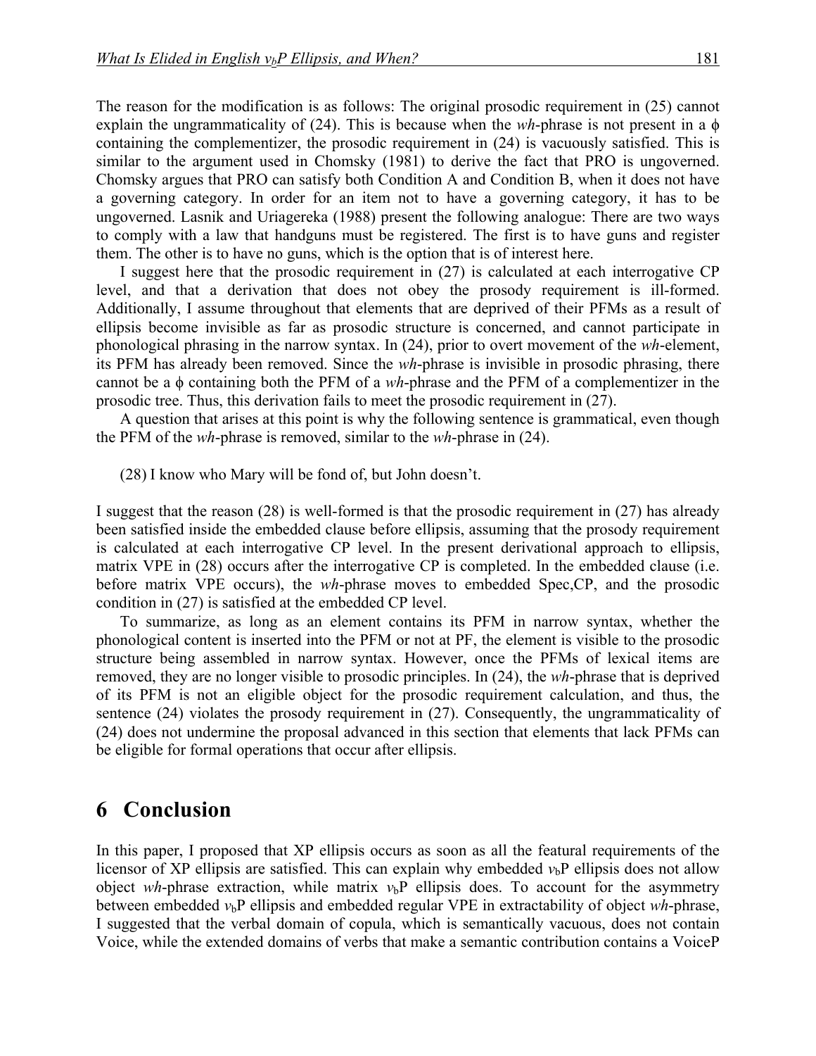The reason for the modification is as follows: The original prosodic requirement in (25) cannot explain the ungrammaticality of (24). This is because when the *wh*-phrase is not present in a $\phi$ containing the complementizer, the prosodic requirement in (24) is vacuously satisfied. This is similar to the argument used in Chomsky (1981) to derive the fact that PRO is ungoverned. Chomsky argues that PRO can satisfy both Condition A and Condition B, when it does not have a governing category. In order for an item not to have a governing category, it has to be ungoverned. Lasnik and Uriagereka (1988) present the following analogue: There are two ways to comply with a law that handguns must be registered. The first is to have guns and register them. The other is to have no guns, which is the option that is of interest here.

I suggest here that the prosodic requirement in (27) is calculated at each interrogative CP level, and that a derivation that does not obey the prosody requirement is ill-formed. Additionally, I assume throughout that elements that are deprived of their PFMs as a result of ellipsis become invisible as far as prosodic structure is concerned, and cannot participate in phonological phrasing in the narrow syntax. In (24), prior to overt movement of the *wh*-element, its PFM has already been removed. Since the *wh*-phrase is invisible in prosodic phrasing, there cannot be a $\phi$ containing both the PFM of a *wh*-phrase and the PFM of a complementizer in the prosodic tree. Thus, this derivation fails to meet the prosodic requirement in (27).

A question that arises at this point is why the following sentence is grammatical, even though the PFM of the *wh*-phrase is removed, similar to the *wh*-phrase in (24).

(28) I know who Mary will be fond of, but John doesn't.

I suggest that the reason (28) is well-formed is that the prosodic requirement in (27) has already been satisfied inside the embedded clause before ellipsis, assuming that the prosody requirement is calculated at each interrogative CP level. In the present derivational approach to ellipsis, matrix VPE in (28) occurs after the interrogative CP is completed. In the embedded clause (i.e. before matrix VPE occurs), the *wh*-phrase moves to embedded Spec,CP, and the prosodic condition in (27) is satisfied at the embedded CP level.

To summarize, as long as an element contains its PFM in narrow syntax, whether the phonological content is inserted into the PFM or not at PF, the element is visible to the prosodic structure being assembled in narrow syntax. However, once the PFMs of lexical items are removed, they are no longer visible to prosodic principles. In (24), the *wh*-phrase that is deprived of its PFM is not an eligible object for the prosodic requirement calculation, and thus, the sentence (24) violates the prosody requirement in (27). Consequently, the ungrammaticality of (24) does not undermine the proposal advanced in this section that elements that lack PFMs can be eligible for formal operations that occur after ellipsis.

# 6 Conclusion

In this paper, I proposed that XP ellipsis occurs as soon as all the featural requirements of the licensor of XP ellipsis are satisfied. This can explain why embedded $v_b$P ellipsis does not allow object *wh*-phrase extraction, while matrix $v_b$P ellipsis does. To account for the asymmetry between embedded $v_b$P ellipsis and embedded regular VPE in extractability of object *wh*-phrase, I suggested that the verbal domain of copula, which is semantically vacuous, does not contain Voice, while the extended domains of verbs that make a semantic contribution contains a VoiceP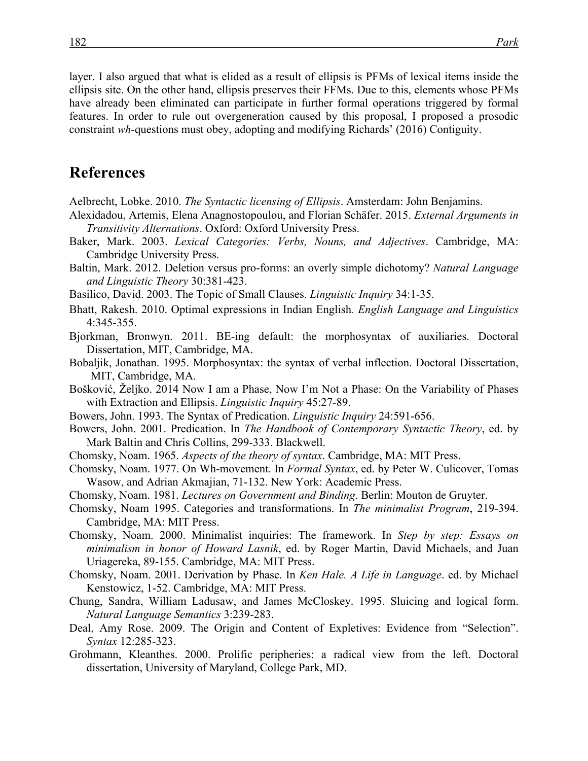layer. I also argued that what is elided as a result of ellipsis is PFMs of lexical items inside the ellipsis site. On the other hand, ellipsis preserves their FFMs. Due to this, elements whose PFMs have already been eliminated can participate in further formal operations triggered by formal features. In order to rule out overgeneration caused by this proposal, I proposed a prosodic constraint *wh*-questions must obey, adopting and modifying Richards' (2016) Contiguity.

## References

Aelbrecht, Lobke. 2010. *The Syntactic licensing of Ellipsis*. Amsterdam: John Benjamins.

Alexidadou, Artemis, Elena Anagnostopoulou, and Florian Schäfer. 2015. *External Arguments in Transitivity Alternations*. Oxford: Oxford University Press.

Baker, Mark. 2003. *Lexical Categories: Verbs, Nouns, and Adjectives*. Cambridge, MA: Cambridge University Press.

Baltin, Mark. 2012. Deletion versus pro-forms: an overly simple dichotomy? *Natural Language and Linguistic Theory* 30:381-423.

Basilico, David. 2003. The Topic of Small Clauses. *Linguistic Inquiry* 34:1-35.

Bhatt, Rakesh. 2010. Optimal expressions in Indian English*. English Language and Linguistics* 4:345-355.

Bjorkman, Bronwyn. 2011. BE-ing default: the morphosyntax of auxiliaries. Doctoral Dissertation, MIT, Cambridge, MA.

Bobaljik, Jonathan. 1995. Morphosyntax: the syntax of verbal inflection. Doctoral Dissertation, MIT, Cambridge, MA.

Bošković, Željko. 2014 Now I am a Phase, Now I'm Not a Phase: On the Variability of Phases with Extraction and Ellipsis. *Linguistic Inquiry* 45:27-89.

Bowers, John. 1993. The Syntax of Predication. *Linguistic Inquiry* 24:591-656.

Bowers, John. 2001. Predication. In *The Handbook of Contemporary Syntactic Theory*, ed. by Mark Baltin and Chris Collins, 299-333. Blackwell.

Chomsky, Noam. 1965. *Aspects of the theory of syntax*. Cambridge, MA: MIT Press.

Chomsky, Noam. 1977. On Wh-movement. In *Formal Syntax*, ed. by Peter W. Culicover, Tomas Wasow, and Adrian Akmajian, 71-132. New York: Academic Press.

Chomsky, Noam. 1981. *Lectures on Government and Binding*. Berlin: Mouton de Gruyter.

Chomsky, Noam 1995. Categories and transformations. In *The minimalist Program*, 219-394. Cambridge, MA: MIT Press.

Chomsky, Noam. 2000. Minimalist inquiries: The framework. In *Step by step: Essays on minimalism in honor of Howard Lasnik*, ed. by Roger Martin, David Michaels, and Juan Uriagereka, 89-155. Cambridge, MA: MIT Press.

Chomsky, Noam. 2001. Derivation by Phase. In *Ken Hale. A Life in Language*. ed. by Michael Kenstowicz, 1-52. Cambridge, MA: MIT Press.

Chung, Sandra, William Ladusaw, and James McCloskey. 1995. Sluicing and logical form. *Natural Language Semantics* 3:239-283.

Deal, Amy Rose. 2009. The Origin and Content of Expletives: Evidence from "Selection". *Syntax* 12:285-323.

Grohmann, Kleanthes. 2000. Prolific peripheries: a radical view from the left. Doctoral dissertation, University of Maryland, College Park, MD.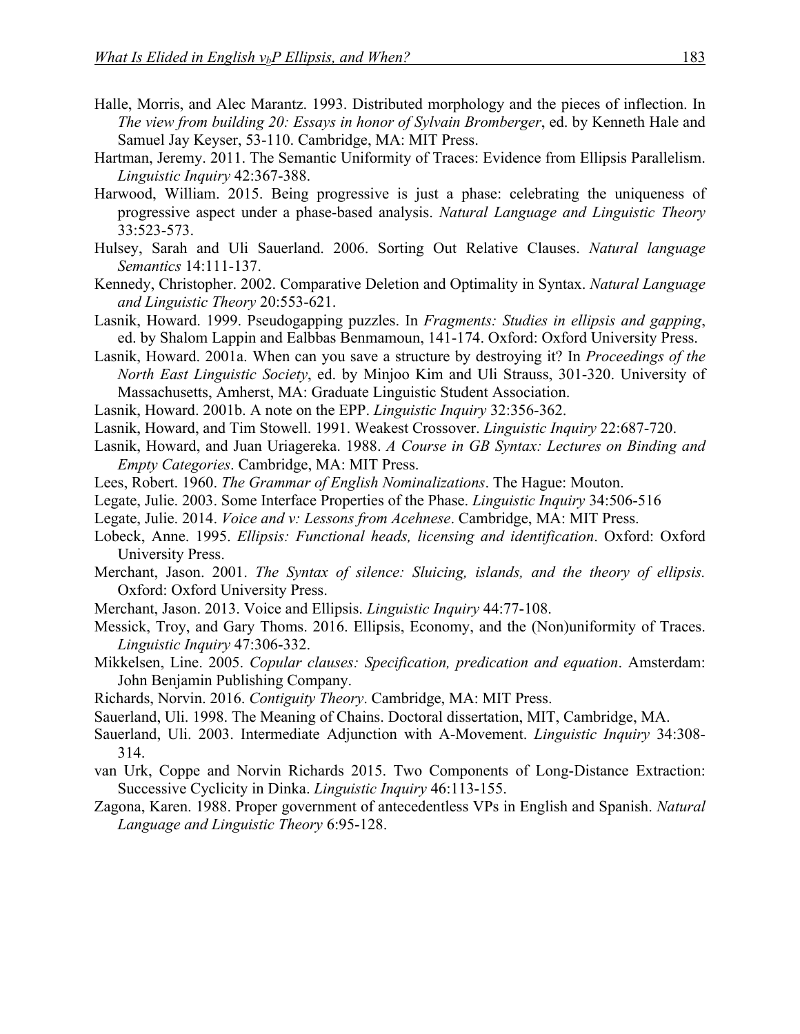Halle, Morris, and Alec Marantz. 1993. Distributed morphology and the pieces of inflection. In *The view from building 20: Essays in honor of Sylvain Bromberger*, ed. by Kenneth Hale and Samuel Jay Keyser, 53-110. Cambridge, MA: MIT Press.

Hartman, Jeremy. 2011. The Semantic Uniformity of Traces: Evidence from Ellipsis Parallelism. *Linguistic Inquiry* 42:367-388.

Harwood, William. 2015. Being progressive is just a phase: celebrating the uniqueness of progressive aspect under a phase-based analysis. *Natural Language and Linguistic Theory* 33:523-573.

Hulsey, Sarah and Uli Sauerland. 2006. Sorting Out Relative Clauses. *Natural language Semantics* 14:111-137.

Kennedy, Christopher. 2002. Comparative Deletion and Optimality in Syntax. *Natural Language and Linguistic Theory* 20:553-621.

Lasnik, Howard. 1999. Pseudogapping puzzles. In *Fragments: Studies in ellipsis and gapping*, ed. by Shalom Lappin and Ealbbas Benmamoun, 141-174. Oxford: Oxford University Press.

Lasnik, Howard. 2001a. When can you save a structure by destroying it? In *Proceedings of the North East Linguistic Society*, ed. by Minjoo Kim and Uli Strauss, 301-320. University of Massachusetts, Amherst, MA: Graduate Linguistic Student Association.

Lasnik, Howard. 2001b. A note on the EPP. *Linguistic Inquiry* 32:356-362.

Lasnik, Howard, and Tim Stowell. 1991. Weakest Crossover. *Linguistic Inquiry* 22:687-720.

Lasnik, Howard, and Juan Uriagereka. 1988. *A Course in GB Syntax: Lectures on Binding and Empty Categories*. Cambridge, MA: MIT Press.

Lees, Robert. 1960. *The Grammar of English Nominalizations*. The Hague: Mouton.

Legate, Julie. 2003. Some Interface Properties of the Phase. *Linguistic Inquiry* 34:506-516

Legate, Julie. 2014. *Voice and v: Lessons from Acehnese*. Cambridge, MA: MIT Press.

Lobeck, Anne. 1995. *Ellipsis: Functional heads, licensing and identification*. Oxford: Oxford University Press.

Merchant, Jason. 2001. *The Syntax of silence: Sluicing, islands, and the theory of ellipsis.* Oxford: Oxford University Press.

Merchant, Jason. 2013. Voice and Ellipsis. *Linguistic Inquiry* 44:77-108.

Messick, Troy, and Gary Thoms. 2016. Ellipsis, Economy, and the (Non)uniformity of Traces. *Linguistic Inquiry* 47:306-332.

Mikkelsen, Line. 2005. *Copular clauses: Specification, predication and equation*. Amsterdam: John Benjamin Publishing Company.

Richards, Norvin. 2016. *Contiguity Theory*. Cambridge, MA: MIT Press.

Sauerland, Uli. 1998. The Meaning of Chains. Doctoral dissertation, MIT, Cambridge, MA.

Sauerland, Uli. 2003. Intermediate Adjunction with A-Movement. *Linguistic Inquiry* 34:308-314.

van Urk, Coppe and Norvin Richards 2015. Two Components of Long-Distance Extraction: Successive Cyclicity in Dinka. *Linguistic Inquiry* 46:113-155.

Zagona, Karen. 1988. Proper government of antecedentless VPs in English and Spanish. *Natural Language and Linguistic Theory* 6:95-128.